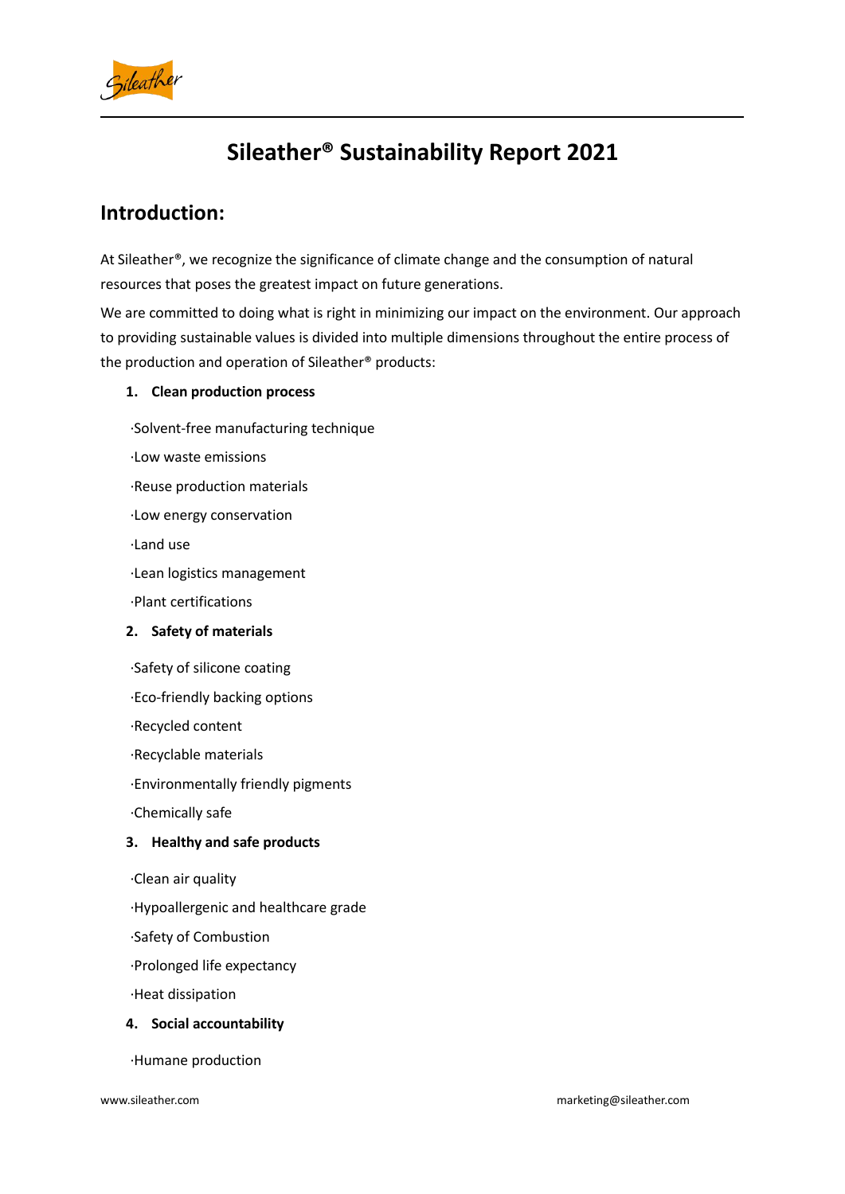# Sileather® Sustainability Report 2021

## Introduction:

At Sileather®, we recognize the significance of climate change and the consumption of natural resources that poses the greatest impact on future generations.

We are committed to doing what is right in minimizing our impact on the environment. Our approach to providing sustainable values is divided into multiple dimensions throughout the entire process of the production and operation of Sileather® products:

1. **Clean production process**

   ·Solvent-free manufacturing technique

   ·Low waste emissions

   ·Reuse production materials

   ·Low energy conservation

   ·Land use

   ·Lean logistics management

   ·Plant certifications

2. **Safety of materials**

   ·Safety of silicone coating

   ·Eco-friendly backing options

   ·Recycled content

   ·Recyclable materials

   ·Environmentally friendly pigments

   ·Chemically safe

3. **Healthy and safe products**

   ·Clean air quality

   ·Hypoallergenic and healthcare grade

   ·Safety of Combustion

   ·Prolonged life expectancy

   ·Heat dissipation

4. **Social accountability**

   ·Humane production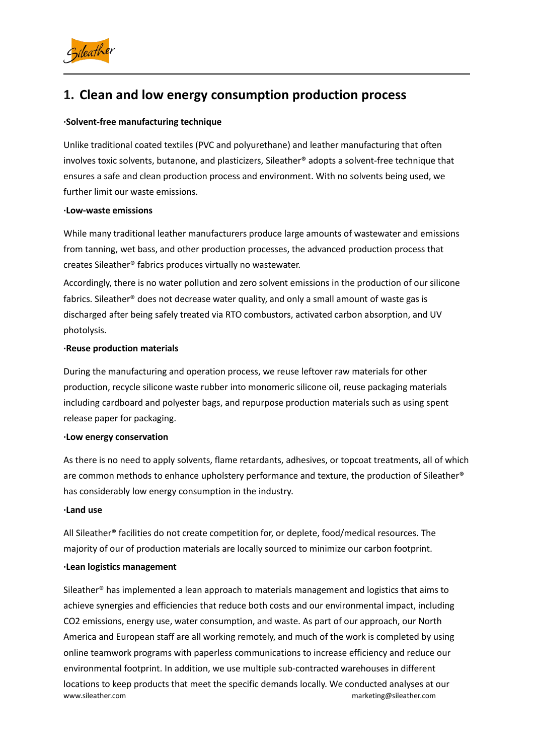## 1. Clean and low energy consumption production process

**·Solvent-free manufacturing technique**

Unlike traditional coated textiles (PVC and polyurethane) and leather manufacturing that often involves toxic solvents, butanone, and plasticizers, Sileather® adopts a solvent-free technique that ensures a safe and clean production process and environment. With no solvents being used, we further limit our waste emissions.

**·Low-waste emissions**

While many traditional leather manufacturers produce large amounts of wastewater and emissions from tanning, wet bass, and other production processes, the advanced production process that creates Sileather® fabrics produces virtually no wastewater.

Accordingly, there is no water pollution and zero solvent emissions in the production of our silicone fabrics. Sileather® does not decrease water quality, and only a small amount of waste gas is discharged after being safely treated via RTO combustors, activated carbon absorption, and UV photolysis.

**·Reuse production materials**

During the manufacturing and operation process, we reuse leftover raw materials for other production, recycle silicone waste rubber into monomeric silicone oil, reuse packaging materials including cardboard and polyester bags, and repurpose production materials such as using spent release paper for packaging.

**·Low energy conservation**

As there is no need to apply solvents, flame retardants, adhesives, or topcoat treatments, all of which are common methods to enhance upholstery performance and texture, the production of Sileather® has considerably low energy consumption in the industry.

**·Land use**

All Sileather® facilities do not create competition for, or deplete, food/medical resources. The majority of our of production materials are locally sourced to minimize our carbon footprint.

**·Lean logistics management**

Sileather® has implemented a lean approach to materials management and logistics that aims to achieve synergies and efficiencies that reduce both costs and our environmental impact, including $CO_2$ emissions, energy use, water consumption, and waste. As part of our approach, our North America and European staff are all working remotely, and much of the work is completed by using online teamwork programs with paperless communications to increase efficiency and reduce our environmental footprint. In addition, we use multiple sub-contracted warehouses in different locations to keep products that meet the specific demands locally. We conducted analyses at our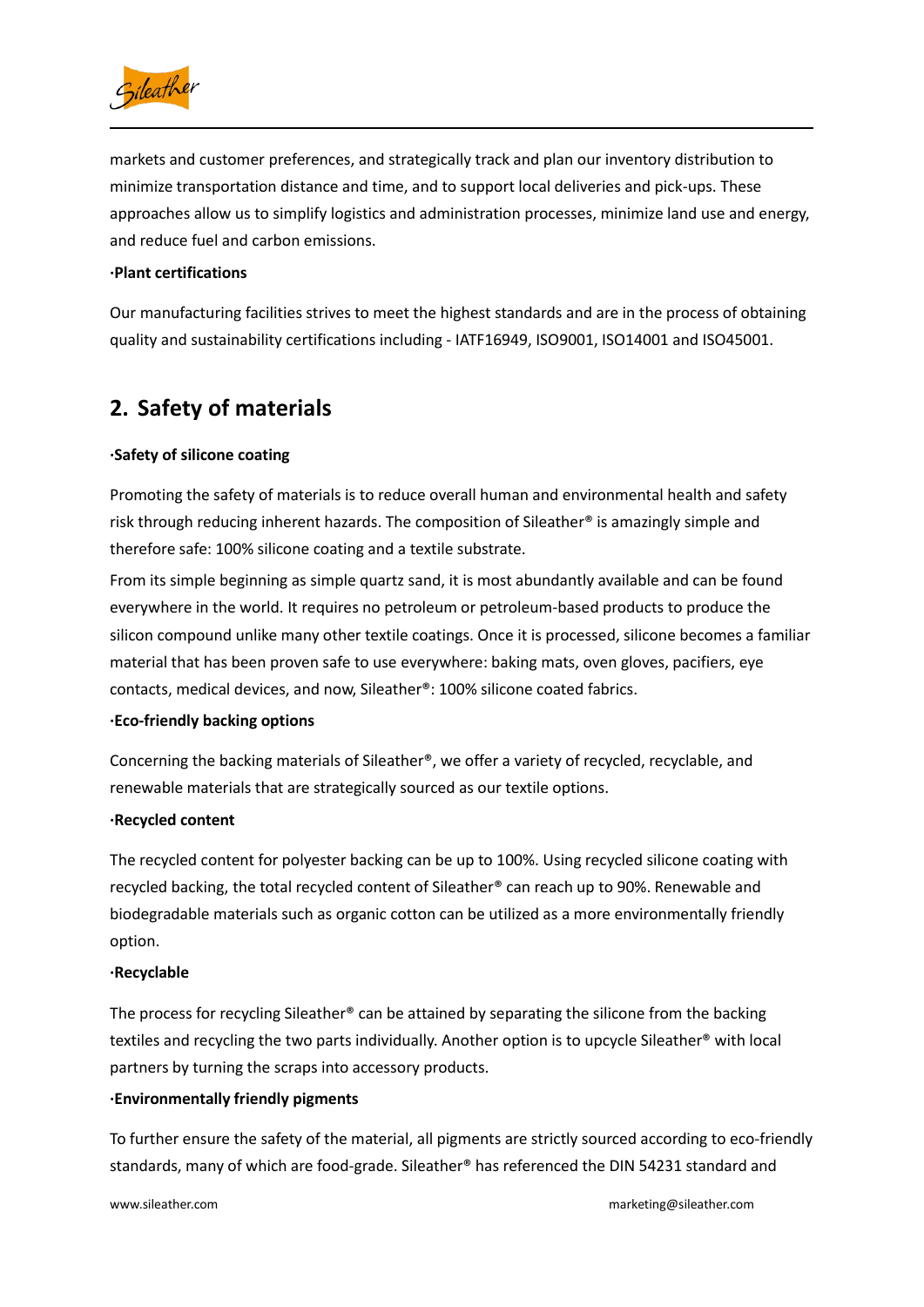markets and customer preferences, and strategically track and plan our inventory distribution to minimize transportation distance and time, and to support local deliveries and pick-ups. These approaches allow us to simplify logistics and administration processes, minimize land use and energy, and reduce fuel and carbon emissions.

**·Plant certifications**

Our manufacturing facilities strives to meet the highest standards and are in the process of obtaining quality and sustainability certifications including - IATF16949, ISO9001, ISO14001 and ISO45001.

## 2. Safety of materials

**·Safety of silicone coating**

Promoting the safety of materials is to reduce overall human and environmental health and safety risk through reducing inherent hazards. The composition of Sileather® is amazingly simple and therefore safe: 100% silicone coating and a textile substrate.

From its simple beginning as simple quartz sand, it is most abundantly available and can be found everywhere in the world. It requires no petroleum or petroleum-based products to produce the silicon compound unlike many other textile coatings. Once it is processed, silicone becomes a familiar material that has been proven safe to use everywhere: baking mats, oven gloves, pacifiers, eye contacts, medical devices, and now, Sileather®: 100% silicone coated fabrics.

**·Eco-friendly backing options**

Concerning the backing materials of Sileather®, we offer a variety of recycled, recyclable, and renewable materials that are strategically sourced as our textile options.

**·Recycled content**

The recycled content for polyester backing can be up to 100%. Using recycled silicone coating with recycled backing, the total recycled content of Sileather® can reach up to 90%. Renewable and biodegradable materials such as organic cotton can be utilized as a more environmentally friendly option.

**·Recyclable**

The process for recycling Sileather® can be attained by separating the silicone from the backing textiles and recycling the two parts individually. Another option is to upcycle Sileather® with local partners by turning the scraps into accessory products.

**·Environmentally friendly pigments**

To further ensure the safety of the material, all pigments are strictly sourced according to eco-friendly standards, many of which are food-grade. Sileather® has referenced the DIN 54231 standard and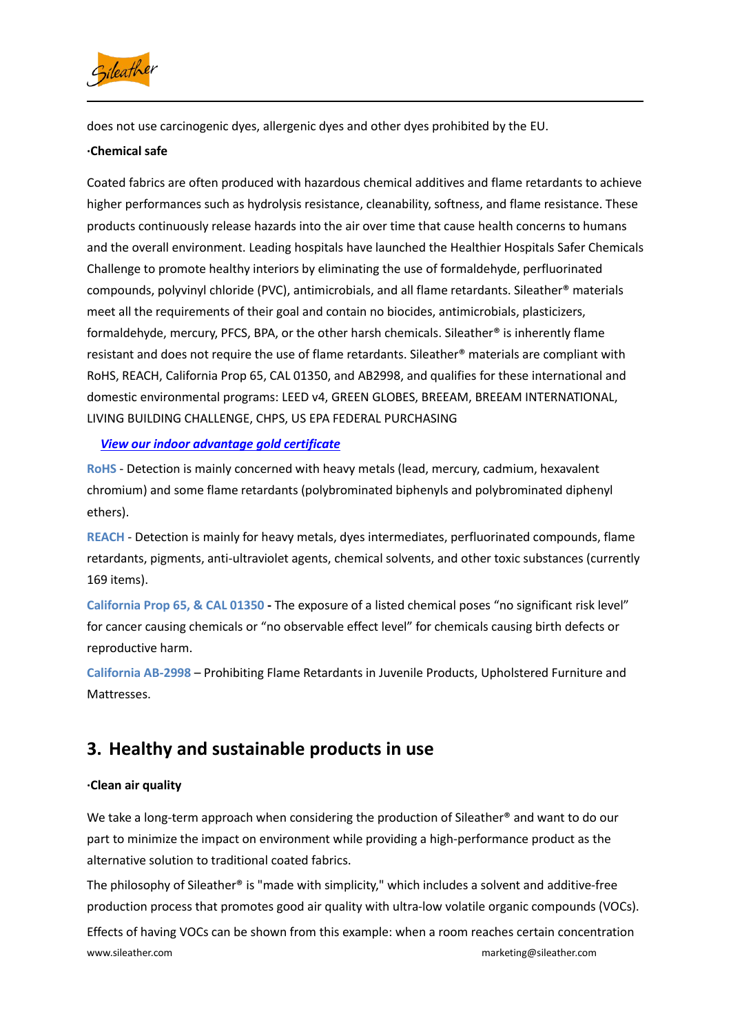does not use carcinogenic dyes, allergenic dyes and other dyes prohibited by the EU.

**·Chemical safe**

Coated fabrics are often produced with hazardous chemical additives and flame retardants to achieve higher performances such as hydrolysis resistance, cleanability, softness, and flame resistance. These products continuously release hazards into the air over time that cause health concerns to humans and the overall environment. Leading hospitals have launched the Healthier Hospitals Safer Chemicals Challenge to promote healthy interiors by eliminating the use of formaldehyde, perfluorinated compounds, polyvinyl chloride (PVC), antimicrobials, and all flame retardants. Sileather® materials meet all the requirements of their goal and contain no biocides, antimicrobials, plasticizers, formaldehyde, mercury, PFCS, BPA, or the other harsh chemicals. Sileather® is inherently flame resistant and does not require the use of flame retardants. Sileather® materials are compliant with RoHS, REACH, California Prop 65, CAL 01350, and AB2998, and qualifies for these international and domestic environmental programs: LEED v4, GREEN GLOBES, BREEAM, BREEAM INTERNATIONAL, LIVING BUILDING CHALLENGE, CHPS, US EPA FEDERAL PURCHASING

***View our indoor advantage gold certificate***

**RoHS** - Detection is mainly concerned with heavy metals (lead, mercury, cadmium, hexavalent chromium) and some flame retardants (polybrominated biphenyls and polybrominated diphenyl ethers).

**REACH** - Detection is mainly for heavy metals, dyes intermediates, perfluorinated compounds, flame retardants, pigments, anti-ultraviolet agents, chemical solvents, and other toxic substances (currently 169 items).

**California Prop 65, & CAL 01350 -** The exposure of a listed chemical poses "no significant risk level" for cancer causing chemicals or "no observable effect level" for chemicals causing birth defects or reproductive harm.

**California AB-2998** – Prohibiting Flame Retardants in Juvenile Products, Upholstered Furniture and Mattresses.

## 3. Healthy and sustainable products in use

**·Clean air quality**

We take a long-term approach when considering the production of Sileather® and want to do our part to minimize the impact on environment while providing a high-performance product as the alternative solution to traditional coated fabrics.

The philosophy of Sileather® is "made with simplicity," which includes a solvent and additive-free production process that promotes good air quality with ultra-low volatile organic compounds (VOCs).

Effects of having VOCs can be shown from this example: when a room reaches certain concentration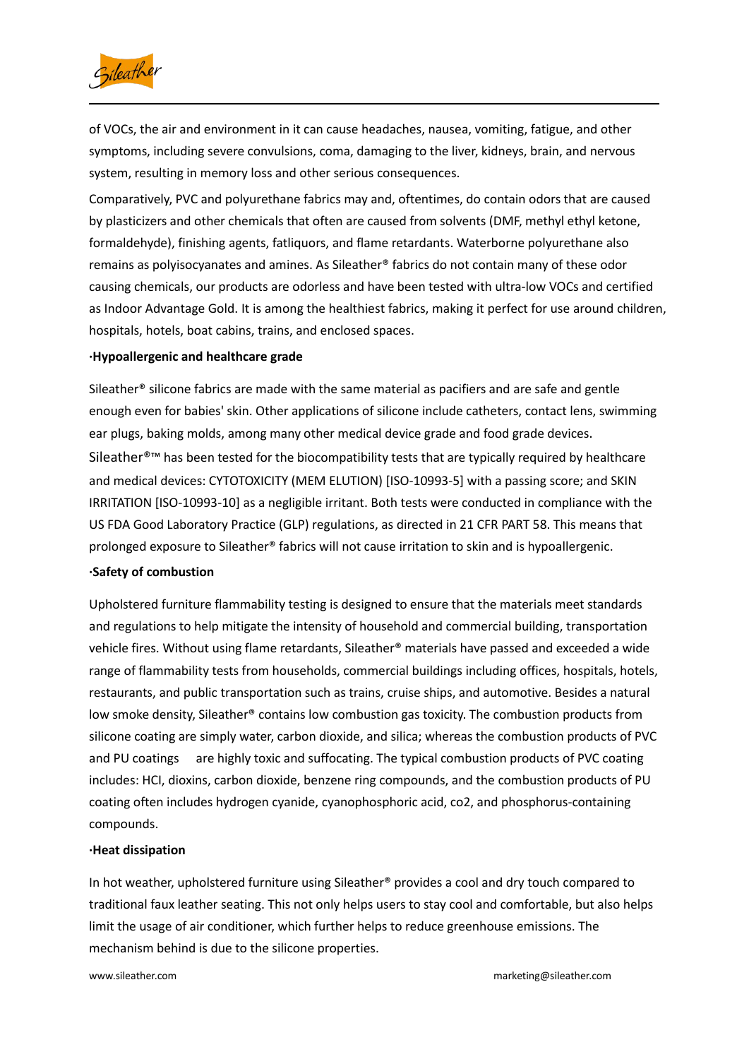of VOCs, the air and environment in it can cause headaches, nausea, vomiting, fatigue, and other symptoms, including severe convulsions, coma, damaging to the liver, kidneys, brain, and nervous system, resulting in memory loss and other serious consequences.

Comparatively, PVC and polyurethane fabrics may and, oftentimes, do contain odors that are caused by plasticizers and other chemicals that often are caused from solvents (DMF, methyl ethyl ketone, formaldehyde), finishing agents, fatliquors, and flame retardants. Waterborne polyurethane also remains as polyisocyanates and amines. As Sileather® fabrics do not contain many of these odor causing chemicals, our products are odorless and have been tested with ultra-low VOCs and certified as Indoor Advantage Gold. It is among the healthiest fabrics, making it perfect for use around children, hospitals, hotels, boat cabins, trains, and enclosed spaces.

**·Hypoallergenic and healthcare grade**

Sileather® silicone fabrics are made with the same material as pacifiers and are safe and gentle enough even for babies' skin. Other applications of silicone include catheters, contact lens, swimming ear plugs, baking molds, among many other medical device grade and food grade devices. Sileather®™ has been tested for the biocompatibility tests that are typically required by healthcare and medical devices: CYTOTOXICITY (MEM ELUTION) [ISO-10993-5] with a passing score; and SKIN IRRITATION [ISO-10993-10] as a negligible irritant. Both tests were conducted in compliance with the US FDA Good Laboratory Practice (GLP) regulations, as directed in 21 CFR PART 58. This means that prolonged exposure to Sileather® fabrics will not cause irritation to skin and is hypoallergenic.

**·Safety of combustion**

Upholstered furniture flammability testing is designed to ensure that the materials meet standards and regulations to help mitigate the intensity of household and commercial building, transportation vehicle fires. Without using flame retardants, Sileather® materials have passed and exceeded a wide range of flammability tests from households, commercial buildings including offices, hospitals, hotels, restaurants, and public transportation such as trains, cruise ships, and automotive. Besides a natural low smoke density, Sileather® contains low combustion gas toxicity. The combustion products from silicone coating are simply water, carbon dioxide, and silica; whereas the combustion products of PVC and PU coatings are highly toxic and suffocating. The typical combustion products of PVC coating includes: HCl, dioxins, carbon dioxide, benzene ring compounds, and the combustion products of PU coating often includes hydrogen cyanide, cyanophosphoric acid, co2, and phosphorus-containing compounds.

**·Heat dissipation**

In hot weather, upholstered furniture using Sileather® provides a cool and dry touch compared to traditional faux leather seating. This not only helps users to stay cool and comfortable, but also helps limit the usage of air conditioner, which further helps to reduce greenhouse emissions. The mechanism behind is due to the silicone properties.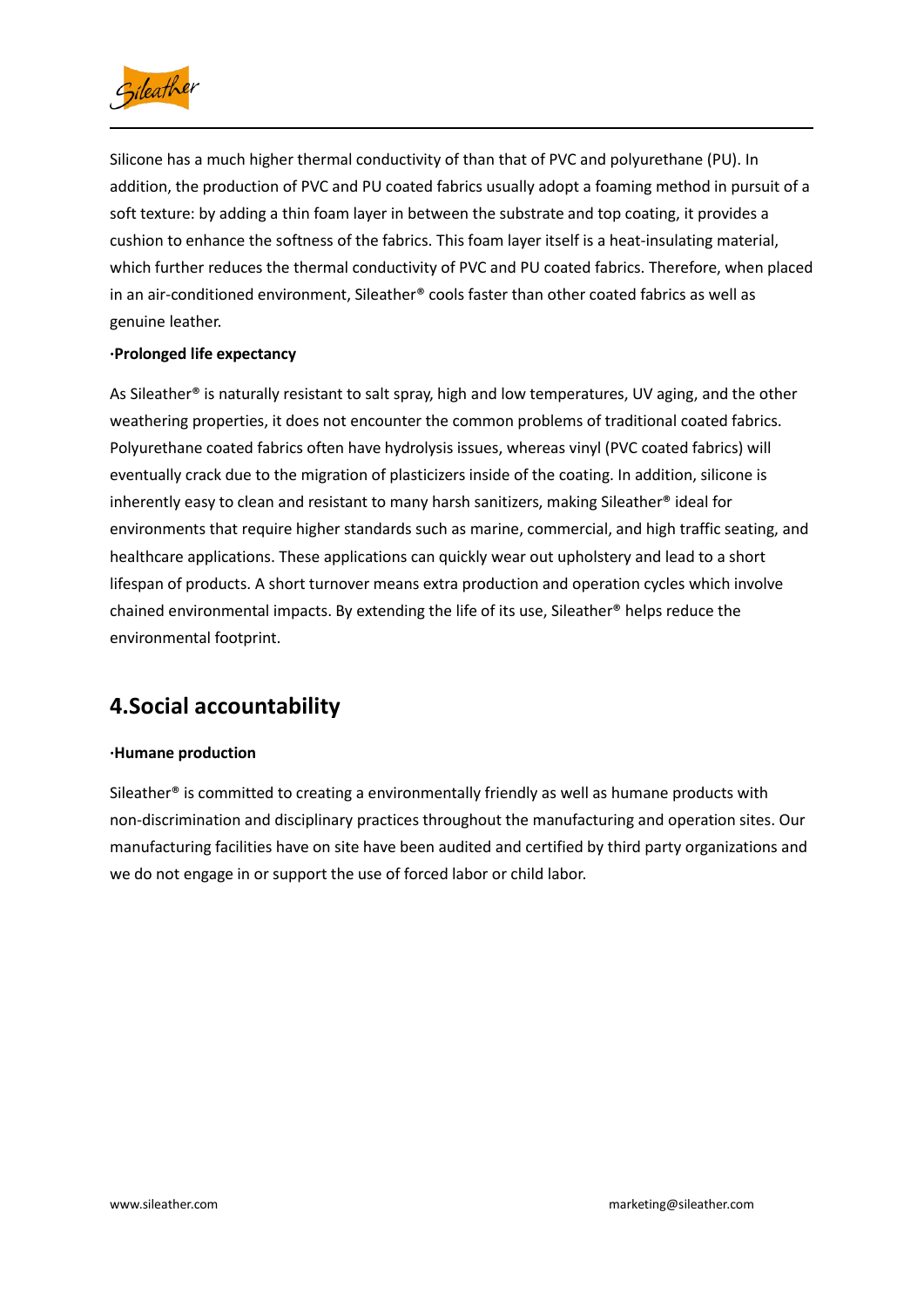Silicone has a much higher thermal conductivity of than that of PVC and polyurethane (PU). In addition, the production of PVC and PU coated fabrics usually adopt a foaming method in pursuit of a soft texture: by adding a thin foam layer in between the substrate and top coating, it provides a cushion to enhance the softness of the fabrics. This foam layer itself is a heat-insulating material, which further reduces the thermal conductivity of PVC and PU coated fabrics. Therefore, when placed in an air-conditioned environment, Sileather® cools faster than other coated fabrics as well as genuine leather.

**·Prolonged life expectancy**

As Sileather® is naturally resistant to salt spray, high and low temperatures, UV aging, and the other weathering properties, it does not encounter the common problems of traditional coated fabrics. Polyurethane coated fabrics often have hydrolysis issues, whereas vinyl (PVC coated fabrics) will eventually crack due to the migration of plasticizers inside of the coating. In addition, silicone is inherently easy to clean and resistant to many harsh sanitizers, making Sileather® ideal for environments that require higher standards such as marine, commercial, and high traffic seating, and healthcare applications. These applications can quickly wear out upholstery and lead to a short lifespan of products. A short turnover means extra production and operation cycles which involve chained environmental impacts. By extending the life of its use, Sileather® helps reduce the environmental footprint.

## 4.Social accountability

**·Humane production**

Sileather® is committed to creating a environmentally friendly as well as humane products with non-discrimination and disciplinary practices throughout the manufacturing and operation sites. Our manufacturing facilities have on site have been audited and certified by third party organizations and we do not engage in or support the use of forced labor or child labor.